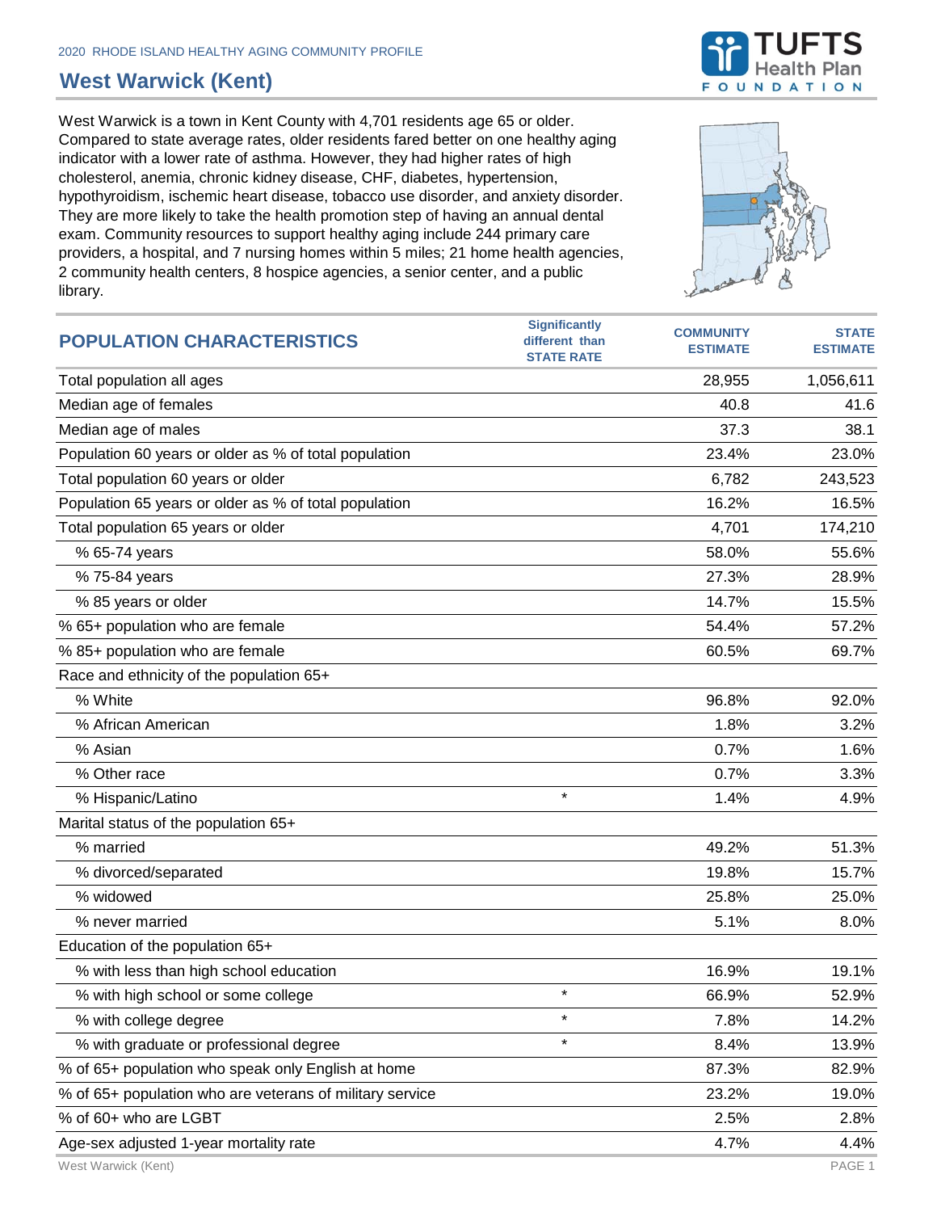2020 RHODE ISLAND HEALTHY AGING COMMUNITY PROFILE

# West Warwick (Kent)

West Warwick is a town in Kent County with 4,701 residents age 65 or older. Compared to state average rates, older residents fared better on one healthy aging indicator with a lower rate of asthma. However, they had higher rates of high cholesterol, anemia, chronic kidney disease, CHF, diabetes, hypertension, hypothyroidism, ischemic heart disease, tobacco use disorder, and anxiety disorder. They are more likely to take the health promotion step of having an annual dental exam. Community resources to support healthy aging include 244 primary care providers, a hospital, and 7 nursing homes within 5 miles; 21 home health agencies, 2 community health centers, 8 hospice agencies, a senior center, and a public library.

| POPULATION CHARACTERISTICS | Significantly different than STATE RATE | COMMUNITY ESTIMATE | STATE ESTIMATE |
|---|---|---|---|
| Total population all ages | | 28,955 | 1,056,611 |
| Median age of females | | 40.8 | 41.6 |
| Median age of males | | 37.3 | 38.1 |
| Population 60 years or older as % of total population | | 23.4% | 23.0% |
| Total population 60 years or older | | 6,782 | 243,523 |
| Population 65 years or older as % of total population | | 16.2% | 16.5% |
| Total population 65 years or older | | 4,701 | 174,210 |
| % 65-74 years | | 58.0% | 55.6% |
| % 75-84 years | | 27.3% | 28.9% |
| % 85 years or older | | 14.7% | 15.5% |
| % 65+ population who are female | | 54.4% | 57.2% |
| % 85+ population who are female | | 60.5% | 69.7% |
| Race and ethnicity of the population 65+ | | | |
| % White | | 96.8% | 92.0% |
| % African American | | 1.8% | 3.2% |
| % Asian | | 0.7% | 1.6% |
| % Other race | | 0.7% | 3.3% |
| % Hispanic/Latino | * | 1.4% | 4.9% |
| Marital status of the population 65+ | | | |
| % married | | 49.2% | 51.3% |
| % divorced/separated | | 19.8% | 15.7% |
| % widowed | | 25.8% | 25.0% |
| % never married | | 5.1% | 8.0% |
| Education of the population 65+ | | | |
| % with less than high school education | | 16.9% | 19.1% |
| % with high school or some college | * | 66.9% | 52.9% |
| % with college degree | * | 7.8% | 14.2% |
| % with graduate or professional degree | * | 8.4% | 13.9% |
| % of 65+ population who speak only English at home | | 87.3% | 82.9% |
| % of 65+ population who are veterans of military service | | 23.2% | 19.0% |
| % of 60+ who are LGBT | | 2.5% | 2.8% |
| Age-sex adjusted 1-year mortality rate | | 4.7% | 4.4% |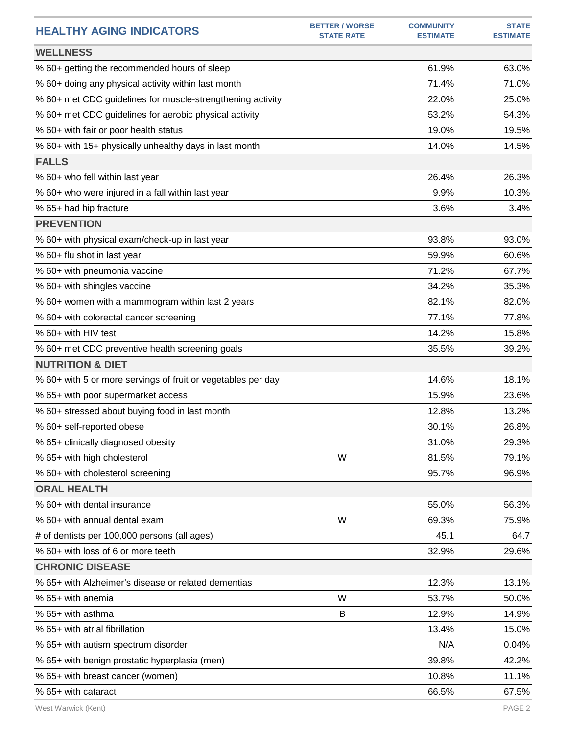| HEALTHY AGING INDICATORS | BETTER / WORSE STATE RATE | COMMUNITY ESTIMATE | STATE ESTIMATE |
|---|---|---|---|
| **WELLNESS** | | | |
| % 60+ getting the recommended hours of sleep | | 61.9% | 63.0% |
| % 60+ doing any physical activity within last month | | 71.4% | 71.0% |
| % 60+ met CDC guidelines for muscle-strengthening activity | | 22.0% | 25.0% |
| % 60+ met CDC guidelines for aerobic physical activity | | 53.2% | 54.3% |
| % 60+ with fair or poor health status | | 19.0% | 19.5% |
| % 60+ with 15+ physically unhealthy days in last month | | 14.0% | 14.5% |
| **FALLS** | | | |
| % 60+ who fell within last year | | 26.4% | 26.3% |
| % 60+ who were injured in a fall within last year | | 9.9% | 10.3% |
| % 65+ had hip fracture | | 3.6% | 3.4% |
| **PREVENTION** | | | |
| % 60+ with physical exam/check-up in last year | | 93.8% | 93.0% |
| % 60+ flu shot in last year | | 59.9% | 60.6% |
| % 60+ with pneumonia vaccine | | 71.2% | 67.7% |
| % 60+ with shingles vaccine | | 34.2% | 35.3% |
| % 60+ women with a mammogram within last 2 years | | 82.1% | 82.0% |
| % 60+ with colorectal cancer screening | | 77.1% | 77.8% |
| % 60+ with HIV test | | 14.2% | 15.8% |
| % 60+ met CDC preventive health screening goals | | 35.5% | 39.2% |
| **NUTRITION & DIET** | | | |
| % 60+ with 5 or more servings of fruit or vegetables per day | | 14.6% | 18.1% |
| % 65+ with poor supermarket access | | 15.9% | 23.6% |
| % 60+ stressed about buying food in last month | | 12.8% | 13.2% |
| % 60+ self-reported obese | | 30.1% | 26.8% |
| % 65+ clinically diagnosed obesity | | 31.0% | 29.3% |
| % 65+ with high cholesterol | W | 81.5% | 79.1% |
| % 60+ with cholesterol screening | | 95.7% | 96.9% |
| **ORAL HEALTH** | | | |
| % 60+ with dental insurance | | 55.0% | 56.3% |
| % 60+ with annual dental exam | W | 69.3% | 75.9% |
| # of dentists per 100,000 persons (all ages) | | 45.1 | 64.7 |
| % 60+ with loss of 6 or more teeth | | 32.9% | 29.6% |
| **CHRONIC DISEASE** | | | |
| % 65+ with Alzheimer's disease or related dementias | | 12.3% | 13.1% |
| % 65+ with anemia | W | 53.7% | 50.0% |
| % 65+ with asthma | B | 12.9% | 14.9% |
| % 65+ with atrial fibrillation | | 13.4% | 15.0% |
| % 65+ with autism spectrum disorder | | N/A | 0.04% |
| % 65+ with benign prostatic hyperplasia (men) | | 39.8% | 42.2% |
| % 65+ with breast cancer (women) | | 10.8% | 11.1% |
| % 65+ with cataract | | 66.5% | 67.5% |

West Warwick (Kent)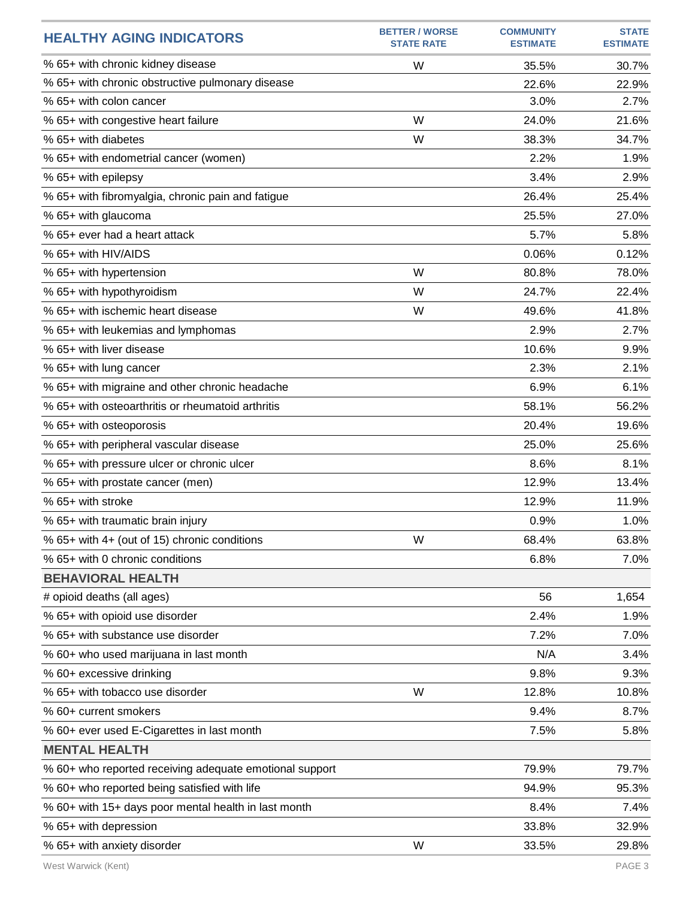| HEALTHY AGING INDICATORS | BETTER / WORSE STATE RATE | COMMUNITY ESTIMATE | STATE ESTIMATE |
|---|---|---|---|
| % 65+ with chronic kidney disease | W | 35.5% | 30.7% |
| % 65+ with chronic obstructive pulmonary disease | | 22.6% | 22.9% |
| % 65+ with colon cancer | | 3.0% | 2.7% |
| % 65+ with congestive heart failure | W | 24.0% | 21.6% |
| % 65+ with diabetes | W | 38.3% | 34.7% |
| % 65+ with endometrial cancer (women) | | 2.2% | 1.9% |
| % 65+ with epilepsy | | 3.4% | 2.9% |
| % 65+ with fibromyalgia, chronic pain and fatigue | | 26.4% | 25.4% |
| % 65+ with glaucoma | | 25.5% | 27.0% |
| % 65+ ever had a heart attack | | 5.7% | 5.8% |
| % 65+ with HIV/AIDS | | 0.06% | 0.12% |
| % 65+ with hypertension | W | 80.8% | 78.0% |
| % 65+ with hypothyroidism | W | 24.7% | 22.4% |
| % 65+ with ischemic heart disease | W | 49.6% | 41.8% |
| % 65+ with leukemias and lymphomas | | 2.9% | 2.7% |
| % 65+ with liver disease | | 10.6% | 9.9% |
| % 65+ with lung cancer | | 2.3% | 2.1% |
| % 65+ with migraine and other chronic headache | | 6.9% | 6.1% |
| % 65+ with osteoarthritis or rheumatoid arthritis | | 58.1% | 56.2% |
| % 65+ with osteoporosis | | 20.4% | 19.6% |
| % 65+ with peripheral vascular disease | | 25.0% | 25.6% |
| % 65+ with pressure ulcer or chronic ulcer | | 8.6% | 8.1% |
| % 65+ with prostate cancer (men) | | 12.9% | 13.4% |
| % 65+ with stroke | | 12.9% | 11.9% |
| % 65+ with traumatic brain injury | | 0.9% | 1.0% |
| % 65+ with 4+ (out of 15) chronic conditions | W | 68.4% | 63.8% |
| % 65+ with 0 chronic conditions | | 6.8% | 7.0% |
| **BEHAVIORAL HEALTH** | | | |
| # opioid deaths (all ages) | | 56 | 1,654 |
| % 65+ with opioid use disorder | | 2.4% | 1.9% |
| % 65+ with substance use disorder | | 7.2% | 7.0% |
| % 60+ who used marijuana in last month | | N/A | 3.4% |
| % 60+ excessive drinking | | 9.8% | 9.3% |
| % 65+ with tobacco use disorder | W | 12.8% | 10.8% |
| % 60+ current smokers | | 9.4% | 8.7% |
| % 60+ ever used E-Cigarettes in last month | | 7.5% | 5.8% |
| **MENTAL HEALTH** | | | |
| % 60+ who reported receiving adequate emotional support | | 79.9% | 79.7% |
| % 60+ who reported being satisfied with life | | 94.9% | 95.3% |
| % 60+ with 15+ days poor mental health in last month | | 8.4% | 7.4% |
| % 65+ with depression | | 33.8% | 32.9% |
| % 65+ with anxiety disorder | W | 33.5% | 29.8% |

West Warwick (Kent)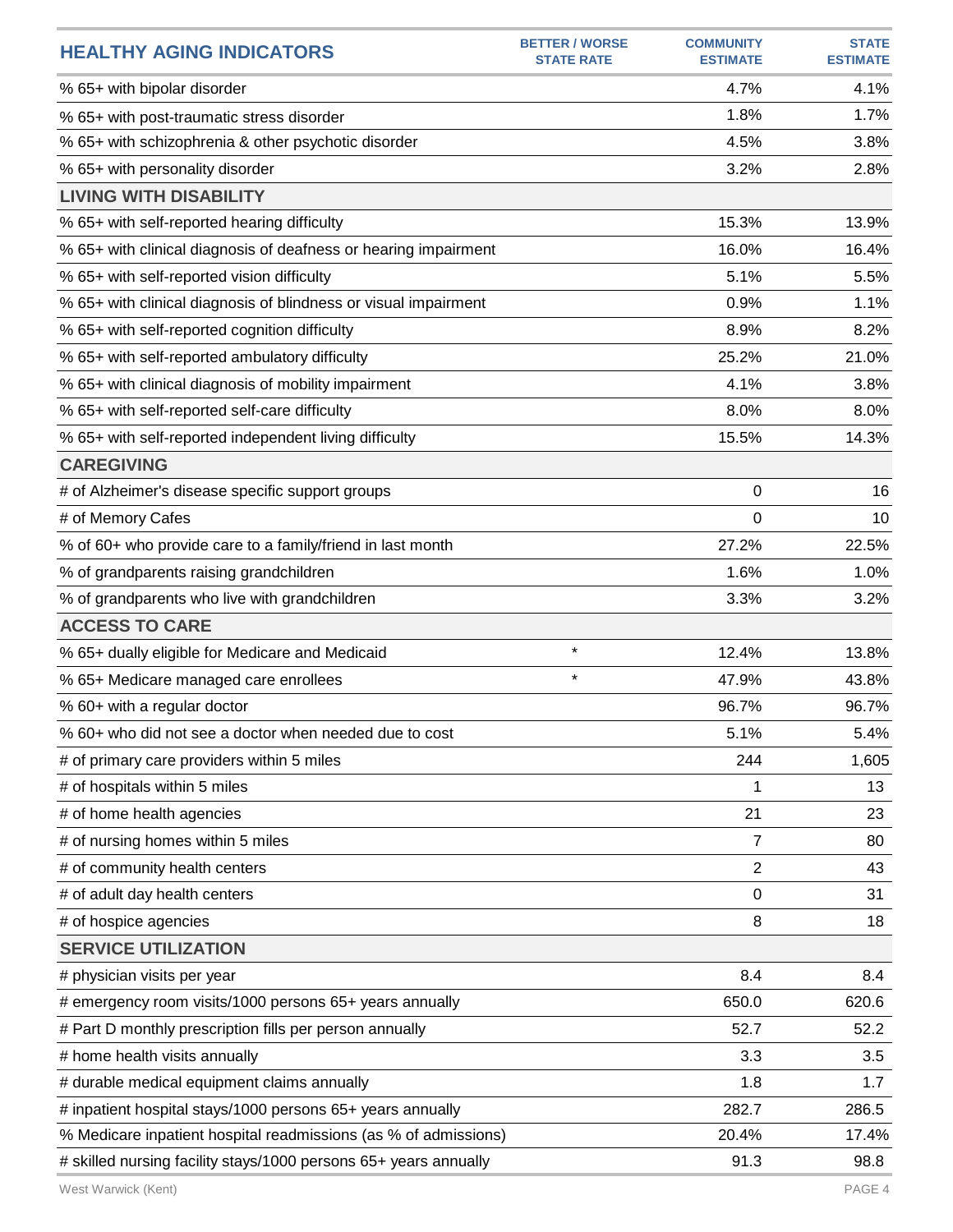| HEALTHY AGING INDICATORS | BETTER / WORSE STATE RATE | COMMUNITY ESTIMATE | STATE ESTIMATE |
|---|---|---|---|
| % 65+ with bipolar disorder | | 4.7% | 4.1% |
| % 65+ with post-traumatic stress disorder | | 1.8% | 1.7% |
| % 65+ with schizophrenia & other psychotic disorder | | 4.5% | 3.8% |
| % 65+ with personality disorder | | 3.2% | 2.8% |
| **LIVING WITH DISABILITY** | | | |
| % 65+ with self-reported hearing difficulty | | 15.3% | 13.9% |
| % 65+ with clinical diagnosis of deafness or hearing impairment | | 16.0% | 16.4% |
| % 65+ with self-reported vision difficulty | | 5.1% | 5.5% |
| % 65+ with clinical diagnosis of blindness or visual impairment | | 0.9% | 1.1% |
| % 65+ with self-reported cognition difficulty | | 8.9% | 8.2% |
| % 65+ with self-reported ambulatory difficulty | | 25.2% | 21.0% |
| % 65+ with clinical diagnosis of mobility impairment | | 4.1% | 3.8% |
| % 65+ with self-reported self-care difficulty | | 8.0% | 8.0% |
| % 65+ with self-reported independent living difficulty | | 15.5% | 14.3% |
| **CAREGIVING** | | | |
| # of Alzheimer's disease specific support groups | | 0 | 16 |
| # of Memory Cafes | | 0 | 10 |
| % of 60+ who provide care to a family/friend in last month | | 27.2% | 22.5% |
| % of grandparents raising grandchildren | | 1.6% | 1.0% |
| % of grandparents who live with grandchildren | | 3.3% | 3.2% |
| **ACCESS TO CARE** | | | |
| % 65+ dually eligible for Medicare and Medicaid | * | 12.4% | 13.8% |
| % 65+ Medicare managed care enrollees | * | 47.9% | 43.8% |
| % 60+ with a regular doctor | | 96.7% | 96.7% |
| % 60+ who did not see a doctor when needed due to cost | | 5.1% | 5.4% |
| # of primary care providers within 5 miles | | 244 | 1,605 |
| # of hospitals within 5 miles | | 1 | 13 |
| # of home health agencies | | 21 | 23 |
| # of nursing homes within 5 miles | | 7 | 80 |
| # of community health centers | | 2 | 43 |
| # of adult day health centers | | 0 | 31 |
| # of hospice agencies | | 8 | 18 |
| **SERVICE UTILIZATION** | | | |
| # physician visits per year | | 8.4 | 8.4 |
| # emergency room visits/1000 persons 65+ years annually | | 650.0 | 620.6 |
| # Part D monthly prescription fills per person annually | | 52.7 | 52.2 |
| # home health visits annually | | 3.3 | 3.5 |
| # durable medical equipment claims annually | | 1.8 | 1.7 |
| # inpatient hospital stays/1000 persons 65+ years annually | | 282.7 | 286.5 |
| % Medicare inpatient hospital readmissions (as % of admissions) | | 20.4% | 17.4% |
| # skilled nursing facility stays/1000 persons 65+ years annually | | 91.3 | 98.8 |

West Warwick (Kent)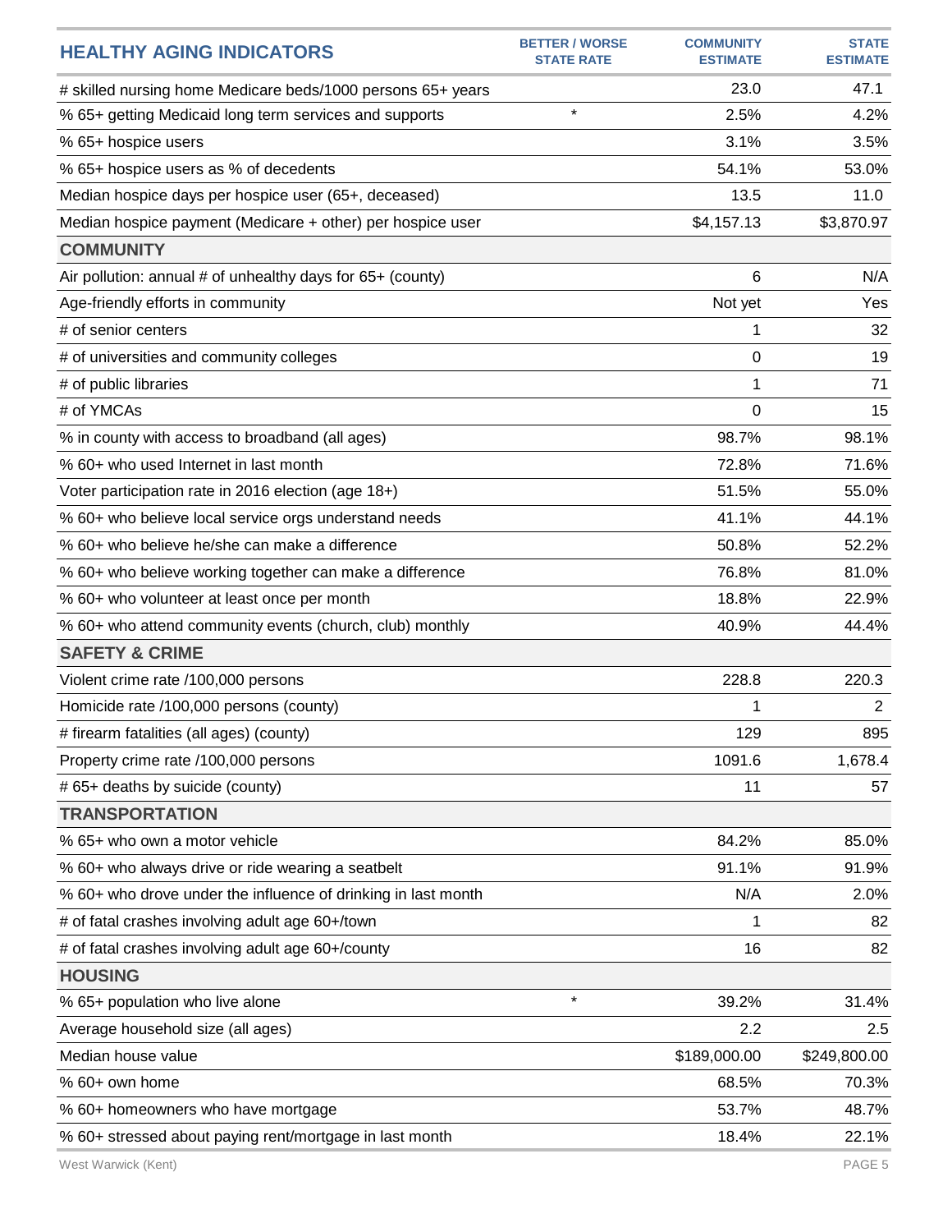| HEALTHY AGING INDICATORS | BETTER / WORSE STATE RATE | COMMUNITY ESTIMATE | STATE ESTIMATE |
|---|---|---|---|
| # skilled nursing home Medicare beds/1000 persons 65+ years | | 23.0 | 47.1 |
| % 65+ getting Medicaid long term services and supports | * | 2.5% | 4.2% |
| % 65+ hospice users | | 3.1% | 3.5% |
| % 65+ hospice users as % of decedents | | 54.1% | 53.0% |
| Median hospice days per hospice user (65+, deceased) | | 13.5 | 11.0 |
| Median hospice payment (Medicare + other) per hospice user | | $4,157.13 | $3,870.97 |
| **COMMUNITY** | | | |
| Air pollution: annual # of unhealthy days for 65+ (county) | | 6 | N/A |
| Age-friendly efforts in community | | Not yet | Yes |
| # of senior centers | | 1 | 32 |
| # of universities and community colleges | | 0 | 19 |
| # of public libraries | | 1 | 71 |
| # of YMCAs | | 0 | 15 |
| % in county with access to broadband (all ages) | | 98.7% | 98.1% |
| % 60+ who used Internet in last month | | 72.8% | 71.6% |
| Voter participation rate in 2016 election (age 18+) | | 51.5% | 55.0% |
| % 60+ who believe local service orgs understand needs | | 41.1% | 44.1% |
| % 60+ who believe he/she can make a difference | | 50.8% | 52.2% |
| % 60+ who believe working together can make a difference | | 76.8% | 81.0% |
| % 60+ who volunteer at least once per month | | 18.8% | 22.9% |
| % 60+ who attend community events (church, club) monthly | | 40.9% | 44.4% |
| **SAFETY & CRIME** | | | |
| Violent crime rate /100,000 persons | | 228.8 | 220.3 |
| Homicide rate /100,000 persons (county) | | 1 | 2 |
| # firearm fatalities (all ages) (county) | | 129 | 895 |
| Property crime rate /100,000 persons | | 1091.6 | 1,678.4 |
| # 65+ deaths by suicide (county) | | 11 | 57 |
| **TRANSPORTATION** | | | |
| % 65+ who own a motor vehicle | | 84.2% | 85.0% |
| % 60+ who always drive or ride wearing a seatbelt | | 91.1% | 91.9% |
| % 60+ who drove under the influence of drinking in last month | | N/A | 2.0% |
| # of fatal crashes involving adult age 60+/town | | 1 | 82 |
| # of fatal crashes involving adult age 60+/county | | 16 | 82 |
| **HOUSING** | | | |
| % 65+ population who live alone | * | 39.2% | 31.4% |
| Average household size (all ages) | | 2.2 | 2.5 |
| Median house value | | $189,000.00 | $249,800.00 |
| % 60+ own home | | 68.5% | 70.3% |
| % 60+ homeowners who have mortgage | | 53.7% | 48.7% |
| % 60+ stressed about paying rent/mortgage in last month | | 18.4% | 22.1% |

West Warwick (Kent)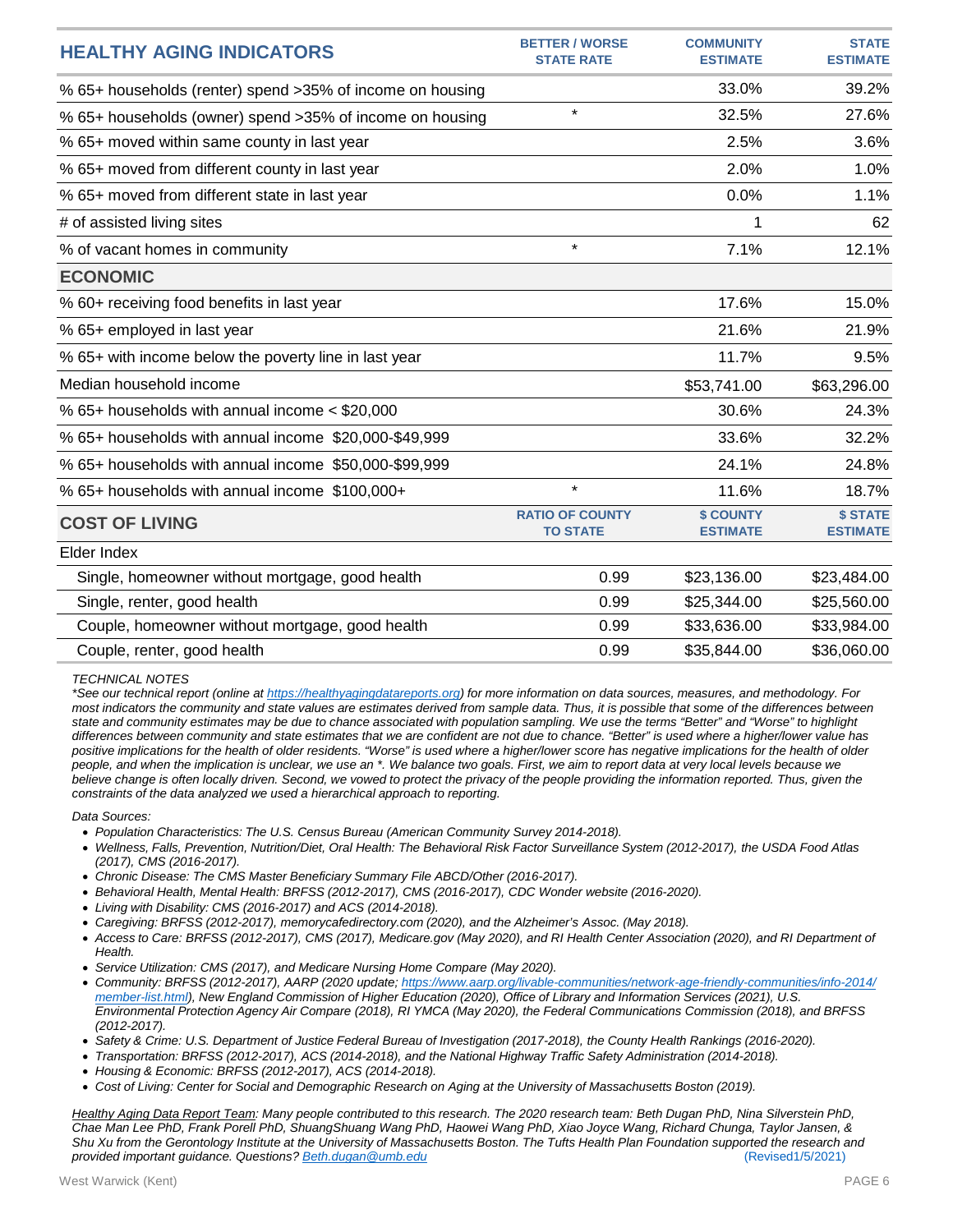| HEALTHY AGING INDICATORS | BETTER / WORSE STATE RATE | COMMUNITY ESTIMATE | STATE ESTIMATE |
|---|---|---|---|
| % 65+ households (renter) spend >35% of income on housing | | 33.0% | 39.2% |
| % 65+ households (owner) spend >35% of income on housing | * | 32.5% | 27.6% |
| % 65+ moved within same county in last year | | 2.5% | 3.6% |
| % 65+ moved from different county in last year | | 2.0% | 1.0% |
| % 65+ moved from different state in last year | | 0.0% | 1.1% |
| # of assisted living sites | | 1 | 62 |
| % of vacant homes in community | * | 7.1% | 12.1% |
| **ECONOMIC** | | | |
| % 60+ receiving food benefits in last year | | 17.6% | 15.0% |
| % 65+ employed in last year | | 21.6% | 21.9% |
| % 65+ with income below the poverty line in last year | | 11.7% | 9.5% |
| Median household income | | $53,741.00 | $63,296.00 |
| % 65+ households with annual income < $20,000 | | 30.6% | 24.3% |
| % 65+ households with annual income $20,000-$49,999 | | 33.6% | 32.2% |
| % 65+ households with annual income $50,000-$99,999 | | 24.1% | 24.8% |
| % 65+ households with annual income $100,000+ | * | 11.6% | 18.7% |

| COST OF LIVING | RATIO OF COUNTY TO STATE | $ COUNTY ESTIMATE | $ STATE ESTIMATE |
|---|---|---|---|
| Elder Index | | | |
| Single, homeowner without mortgage, good health | 0.99 | $23,136.00 | $23,484.00 |
| Single, renter, good health | 0.99 | $25,344.00 | $25,560.00 |
| Couple, homeowner without mortgage, good health | 0.99 | $33,636.00 | $33,984.00 |
| Couple, renter, good health | 0.99 | $35,844.00 | $36,060.00 |

*TECHNICAL NOTES*

*\*See our technical report (online at https://healthyagingdatareports.org) for more information on data sources, measures, and methodology. For most indicators the community and state values are estimates derived from sample data. Thus, it is possible that some of the differences between state and community estimates may be due to chance associated with population sampling. We use the terms "Better" and "Worse" to highlight differences between community and state estimates that we are confident are not due to chance. "Better" is used where a higher/lower value has positive implications for the health of older residents. "Worse" is used where a higher/lower score has negative implications for the health of older people, and when the implication is unclear, we use an \*. We balance two goals. First, we aim to report data at very local levels because we believe change is often locally driven. Second, we vowed to protect the privacy of the people providing the information reported. Thus, given the constraints of the data analyzed we used a hierarchical approach to reporting.*

*Data Sources:*

- *Population Characteristics: The U.S. Census Bureau (American Community Survey 2014-2018).*
- *Wellness, Falls, Prevention, Nutrition/Diet, Oral Health: The Behavioral Risk Factor Surveillance System (2012-2017), the USDA Food Atlas (2017), CMS (2016-2017).*
- *Chronic Disease: The CMS Master Beneficiary Summary File ABCD/Other (2016-2017).*
- *Behavioral Health, Mental Health: BRFSS (2012-2017), CMS (2016-2017), CDC Wonder website (2016-2020).*
- *Living with Disability: CMS (2016-2017) and ACS (2014-2018).*
- *Caregiving: BRFSS (2012-2017), memorycafedirectory.com (2020), and the Alzheimer's Assoc. (May 2018).*
- *Access to Care: BRFSS (2012-2017), CMS (2017), Medicare.gov (May 2020), and RI Health Center Association (2020), and RI Department of Health.*
- *Service Utilization: CMS (2017), and Medicare Nursing Home Compare (May 2020).*
- *Community: BRFSS (2012-2017), AARP (2020 update; https://www.aarp.org/livable-communities/network-age-friendly-communities/info-2014/member-list.html), New England Commission of Higher Education (2020), Office of Library and Information Services (2021), U.S. Environmental Protection Agency Air Compare (2018), RI YMCA (May 2020), the Federal Communications Commission (2018), and BRFSS (2012-2017).*
- *Safety & Crime: U.S. Department of Justice Federal Bureau of Investigation (2017-2018), the County Health Rankings (2016-2020).*
- *Transportation: BRFSS (2012-2017), ACS (2014-2018), and the National Highway Traffic Safety Administration (2014-2018).*
- *Housing & Economic: BRFSS (2012-2017), ACS (2014-2018).*
- *Cost of Living: Center for Social and Demographic Research on Aging at the University of Massachusetts Boston (2019).*

*Healthy Aging Data Report Team: Many people contributed to this research. The 2020 research team: Beth Dugan PhD, Nina Silverstein PhD, Chae Man Lee PhD, Frank Porell PhD, ShuangShuang Wang PhD, Haowei Wang PhD, Xiao Joyce Wang, Richard Chunga, Taylor Jansen, & Shu Xu from the Gerontology Institute at the University of Massachusetts Boston. The Tufts Health Plan Foundation supported the research and provided important guidance. Questions? Beth.dugan@umb.edu* (Revised1/5/2021)

West Warwick (Kent)